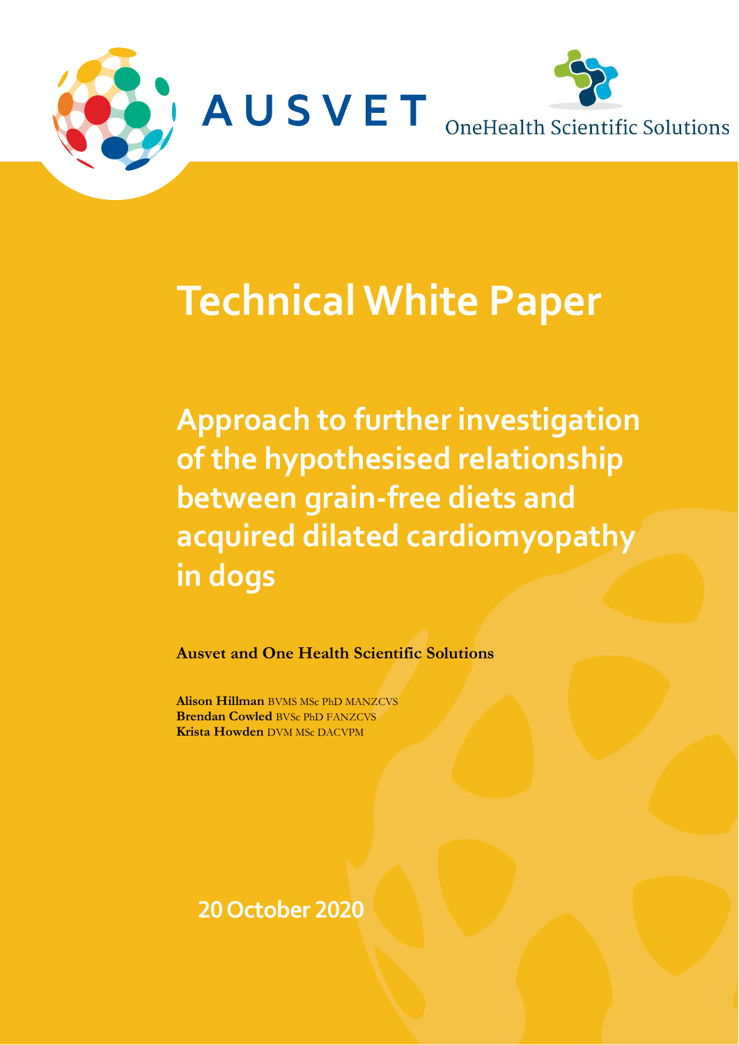AUSVET

OneHealth Scientific Solutions

# Technical White Paper

## Approach to further investigation of the hypothesised relationship between grain-free diets and acquired dilated cardiomyopathy in dogs

**Ausvet and One Health Scientific Solutions**

**Alison Hillman** BVMS MSc PhD MANZCVS
**Brendan Cowled** BVSc PhD FANZCVS
**Krista Howden** DVM MSc DACVPM

20 October 2020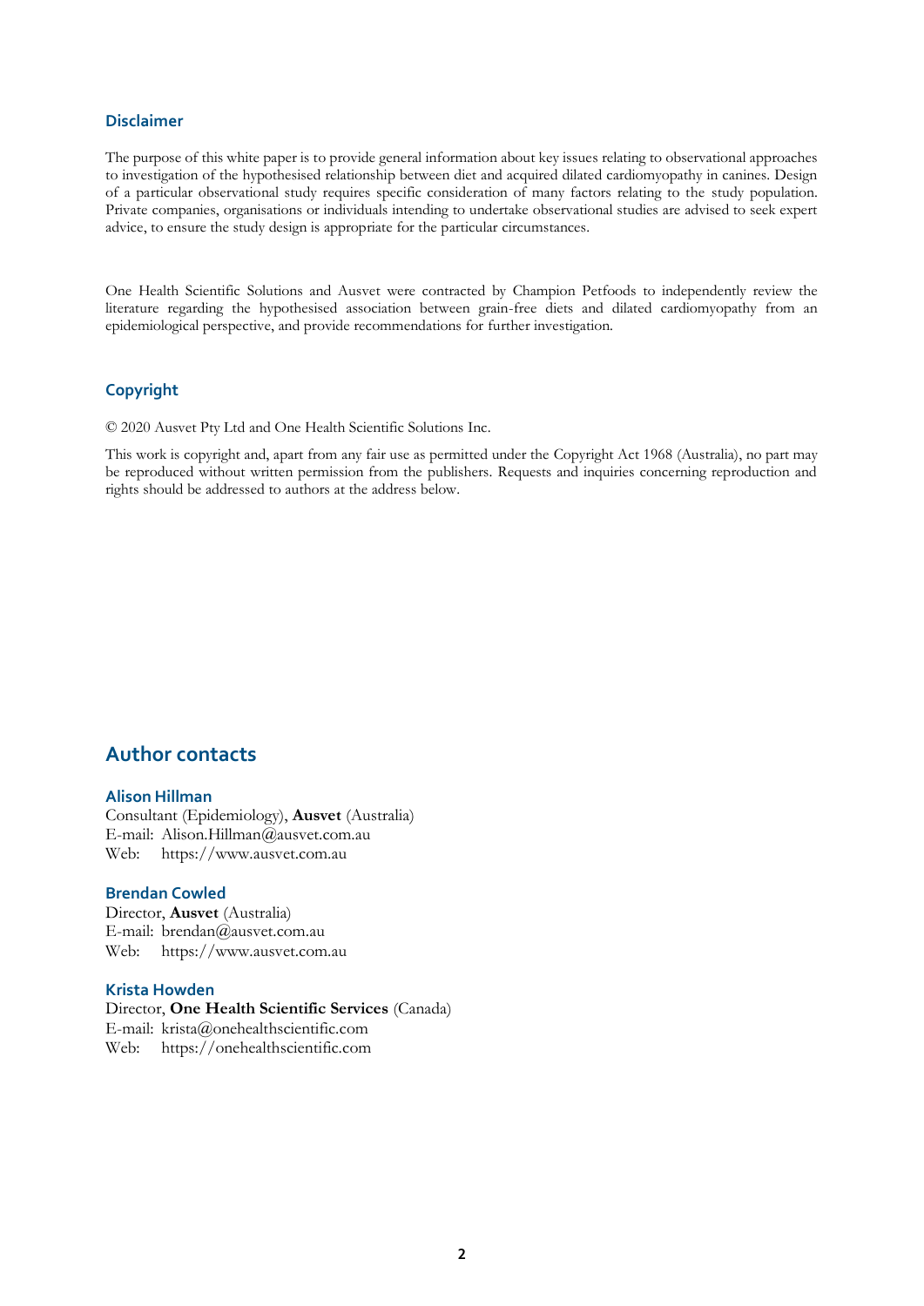## Disclaimer

The purpose of this white paper is to provide general information about key issues relating to observational approaches to investigation of the hypothesised relationship between diet and acquired dilated cardiomyopathy in canines. Design of a particular observational study requires specific consideration of many factors relating to the study population. Private companies, organisations or individuals intending to undertake observational studies are advised to seek expert advice, to ensure the study design is appropriate for the particular circumstances.

One Health Scientific Solutions and Ausvet were contracted by Champion Petfoods to independently review the literature regarding the hypothesised association between grain-free diets and dilated cardiomyopathy from an epidemiological perspective, and provide recommendations for further investigation.

## Copyright

© 2020 Ausvet Pty Ltd and One Health Scientific Solutions Inc.

This work is copyright and, apart from any fair use as permitted under the Copyright Act 1968 (Australia), no part may be reproduced without written permission from the publishers. Requests and inquiries concerning reproduction and rights should be addressed to authors at the address below.

## Author contacts

### Alison Hillman

Consultant (Epidemiology), **Ausvet** (Australia)
E-mail: Alison.Hillman@ausvet.com.au
Web: https://www.ausvet.com.au

### Brendan Cowled

Director, **Ausvet** (Australia)
E-mail: brendan@ausvet.com.au
Web: https://www.ausvet.com.au

### Krista Howden

Director, **One Health Scientific Services** (Canada)
E-mail: krista@onehealthscientific.com
Web: https://onehealthscientific.com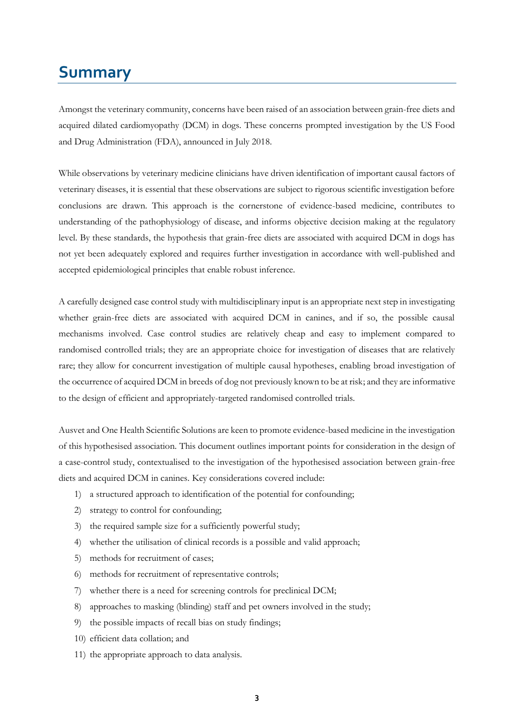# Summary

Amongst the veterinary community, concerns have been raised of an association between grain-free diets and acquired dilated cardiomyopathy (DCM) in dogs. These concerns prompted investigation by the US Food and Drug Administration (FDA), announced in July 2018.

While observations by veterinary medicine clinicians have driven identification of important causal factors of veterinary diseases, it is essential that these observations are subject to rigorous scientific investigation before conclusions are drawn. This approach is the cornerstone of evidence-based medicine, contributes to understanding of the pathophysiology of disease, and informs objective decision making at the regulatory level. By these standards, the hypothesis that grain-free diets are associated with acquired DCM in dogs has not yet been adequately explored and requires further investigation in accordance with well-published and accepted epidemiological principles that enable robust inference.

A carefully designed case control study with multidisciplinary input is an appropriate next step in investigating whether grain-free diets are associated with acquired DCM in canines, and if so, the possible causal mechanisms involved. Case control studies are relatively cheap and easy to implement compared to randomised controlled trials; they are an appropriate choice for investigation of diseases that are relatively rare; they allow for concurrent investigation of multiple causal hypotheses, enabling broad investigation of the occurrence of acquired DCM in breeds of dog not previously known to be at risk; and they are informative to the design of efficient and appropriately-targeted randomised controlled trials.

Ausvet and One Health Scientific Solutions are keen to promote evidence-based medicine in the investigation of this hypothesised association. This document outlines important points for consideration in the design of a case-control study, contextualised to the investigation of the hypothesised association between grain-free diets and acquired DCM in canines. Key considerations covered include:

1) a structured approach to identification of the potential for confounding;
2) strategy to control for confounding;
3) the required sample size for a sufficiently powerful study;
4) whether the utilisation of clinical records is a possible and valid approach;
5) methods for recruitment of cases;
6) methods for recruitment of representative controls;
7) whether there is a need for screening controls for preclinical DCM;
8) approaches to masking (blinding) staff and pet owners involved in the study;
9) the possible impacts of recall bias on study findings;
10) efficient data collation; and
11) the appropriate approach to data analysis.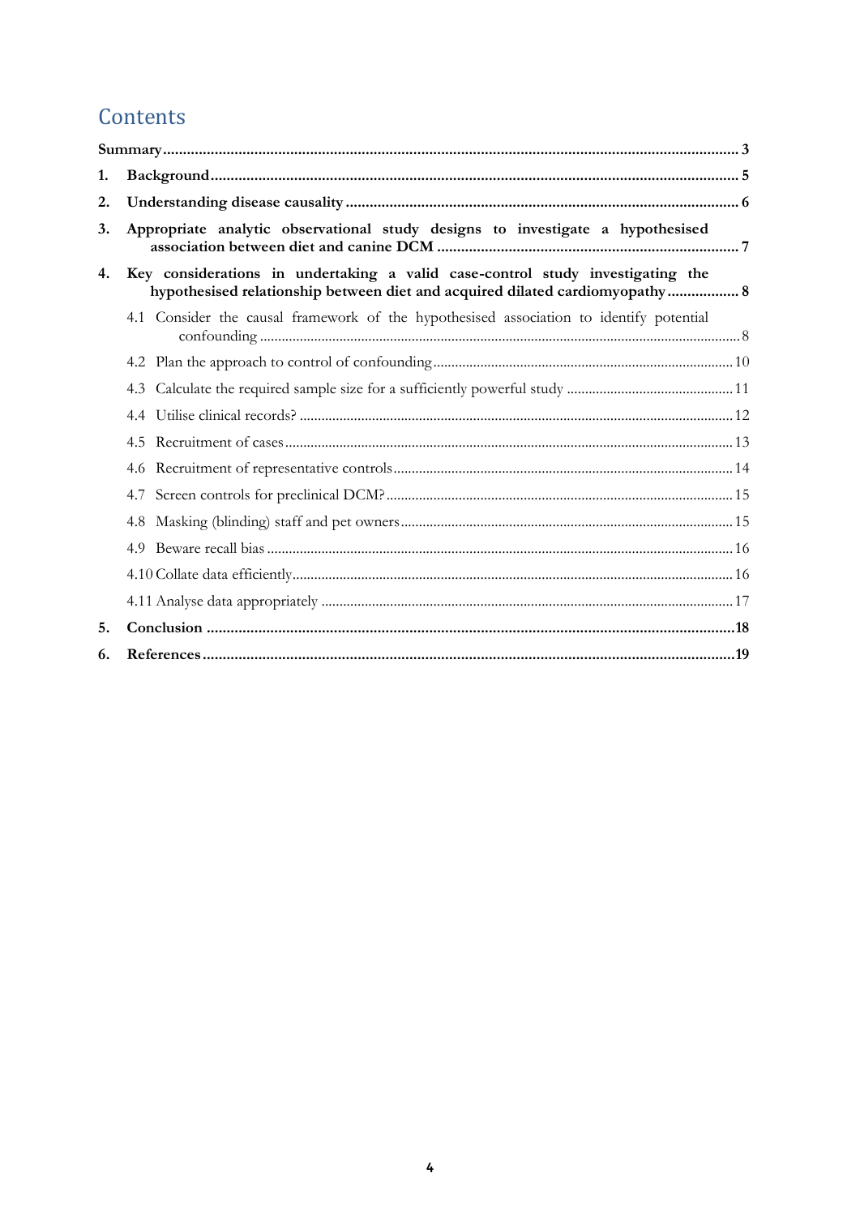## Contents

**Summary** ... 3

1. **Background** ... 5
2. **Understanding disease causality** ... 6
3. **Appropriate analytic observational study designs to investigate a hypothesised association between diet and canine DCM** ... 7
4. **Key considerations in undertaking a valid case-control study investigating the hypothesised relationship between diet and acquired dilated cardiomyopathy** ... 8
   - 4.1 Consider the causal framework of the hypothesised association to identify potential confounding ... 8
   - 4.2 Plan the approach to control of confounding ... 10
   - 4.3 Calculate the required sample size for a sufficiently powerful study ... 11
   - 4.4 Utilise clinical records? ... 12
   - 4.5 Recruitment of cases ... 13
   - 4.6 Recruitment of representative controls ... 14
   - 4.7 Screen controls for preclinical DCM? ... 15
   - 4.8 Masking (blinding) staff and pet owners ... 15
   - 4.9 Beware recall bias ... 16
   - 4.10 Collate data efficiently ... 16
   - 4.11 Analyse data appropriately ... 17
5. **Conclusion** ... 18
6. **References** ... 19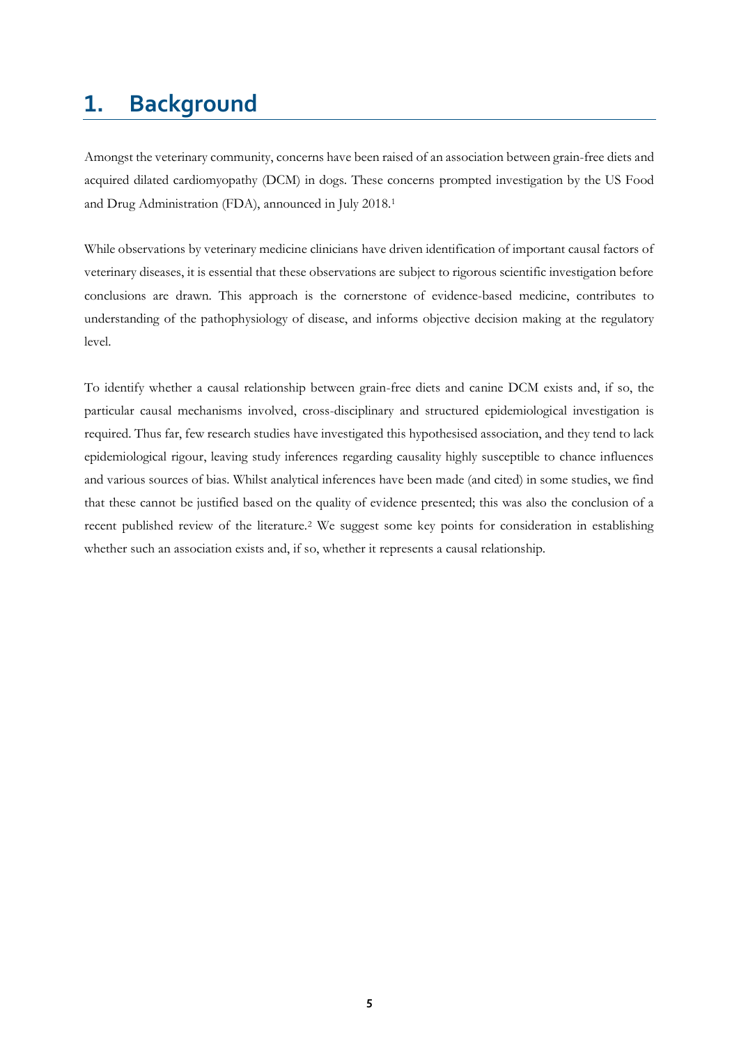# 1. Background

Amongst the veterinary community, concerns have been raised of an association between grain-free diets and acquired dilated cardiomyopathy (DCM) in dogs. These concerns prompted investigation by the US Food and Drug Administration (FDA), announced in July 2018.[1]

While observations by veterinary medicine clinicians have driven identification of important causal factors of veterinary diseases, it is essential that these observations are subject to rigorous scientific investigation before conclusions are drawn. This approach is the cornerstone of evidence-based medicine, contributes to understanding of the pathophysiology of disease, and informs objective decision making at the regulatory level.

To identify whether a causal relationship between grain-free diets and canine DCM exists and, if so, the particular causal mechanisms involved, cross-disciplinary and structured epidemiological investigation is required. Thus far, few research studies have investigated this hypothesised association, and they tend to lack epidemiological rigour, leaving study inferences regarding causality highly susceptible to chance influences and various sources of bias. Whilst analytical inferences have been made (and cited) in some studies, we find that these cannot be justified based on the quality of evidence presented; this was also the conclusion of a recent published review of the literature.[2] We suggest some key points for consideration in establishing whether such an association exists and, if so, whether it represents a causal relationship.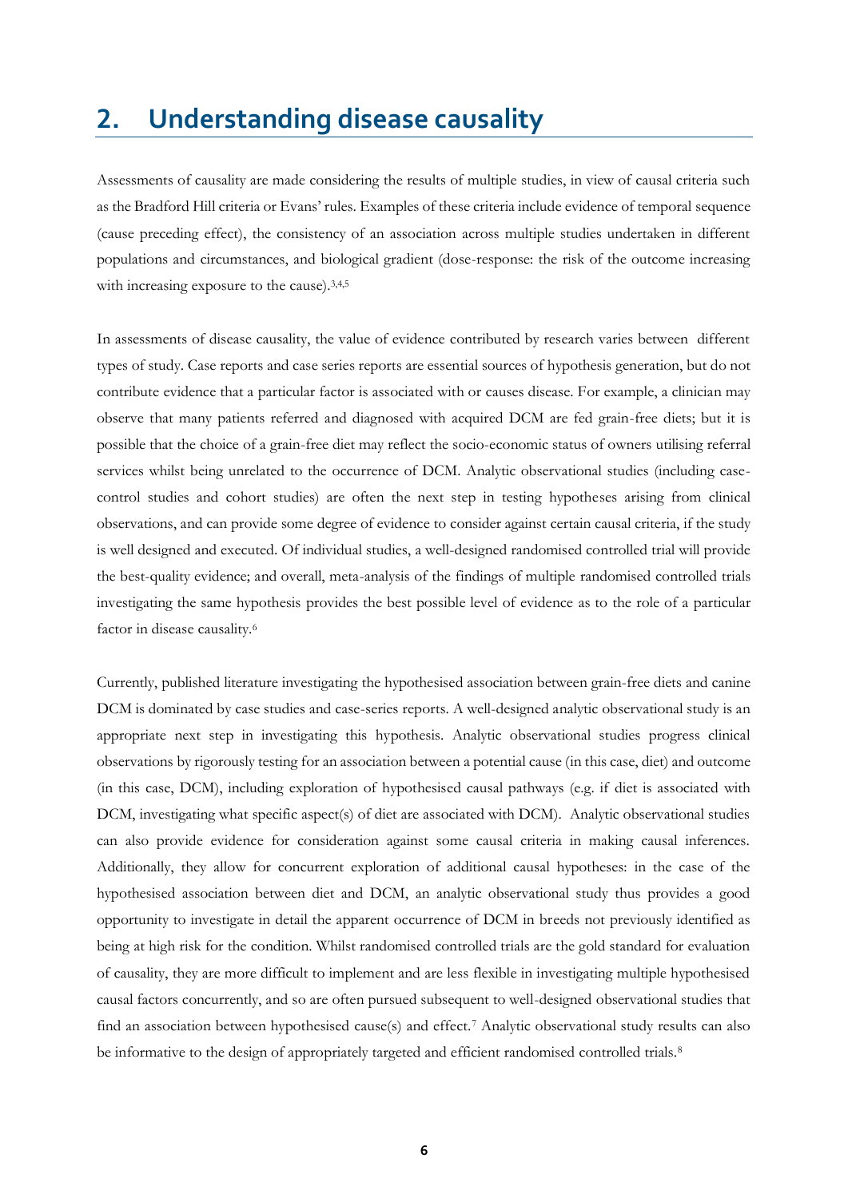## 2. Understanding disease causality

Assessments of causality are made considering the results of multiple studies, in view of causal criteria such as the Bradford Hill criteria or Evans' rules. Examples of these criteria include evidence of temporal sequence (cause preceding effect), the consistency of an association across multiple studies undertaken in different populations and circumstances, and biological gradient (dose-response: the risk of the outcome increasing with increasing exposure to the cause).[3,4,5]

In assessments of disease causality, the value of evidence contributed by research varies between different types of study. Case reports and case series reports are essential sources of hypothesis generation, but do not contribute evidence that a particular factor is associated with or causes disease. For example, a clinician may observe that many patients referred and diagnosed with acquired DCM are fed grain-free diets; but it is possible that the choice of a grain-free diet may reflect the socio-economic status of owners utilising referral services whilst being unrelated to the occurrence of DCM. Analytic observational studies (including case-control studies and cohort studies) are often the next step in testing hypotheses arising from clinical observations, and can provide some degree of evidence to consider against certain causal criteria, if the study is well designed and executed. Of individual studies, a well-designed randomised controlled trial will provide the best-quality evidence; and overall, meta-analysis of the findings of multiple randomised controlled trials investigating the same hypothesis provides the best possible level of evidence as to the role of a particular factor in disease causality.[6]

Currently, published literature investigating the hypothesised association between grain-free diets and canine DCM is dominated by case studies and case-series reports. A well-designed analytic observational study is an appropriate next step in investigating this hypothesis. Analytic observational studies progress clinical observations by rigorously testing for an association between a potential cause (in this case, diet) and outcome (in this case, DCM), including exploration of hypothesised causal pathways (e.g. if diet is associated with DCM, investigating what specific aspect(s) of diet are associated with DCM). Analytic observational studies can also provide evidence for consideration against some causal criteria in making causal inferences. Additionally, they allow for concurrent exploration of additional causal hypotheses: in the case of the hypothesised association between diet and DCM, an analytic observational study thus provides a good opportunity to investigate in detail the apparent occurrence of DCM in breeds not previously identified as being at high risk for the condition. Whilst randomised controlled trials are the gold standard for evaluation of causality, they are more difficult to implement and are less flexible in investigating multiple hypothesised causal factors concurrently, and so are often pursued subsequent to well-designed observational studies that find an association between hypothesised cause(s) and effect.[7] Analytic observational study results can also be informative to the design of appropriately targeted and efficient randomised controlled trials.[8]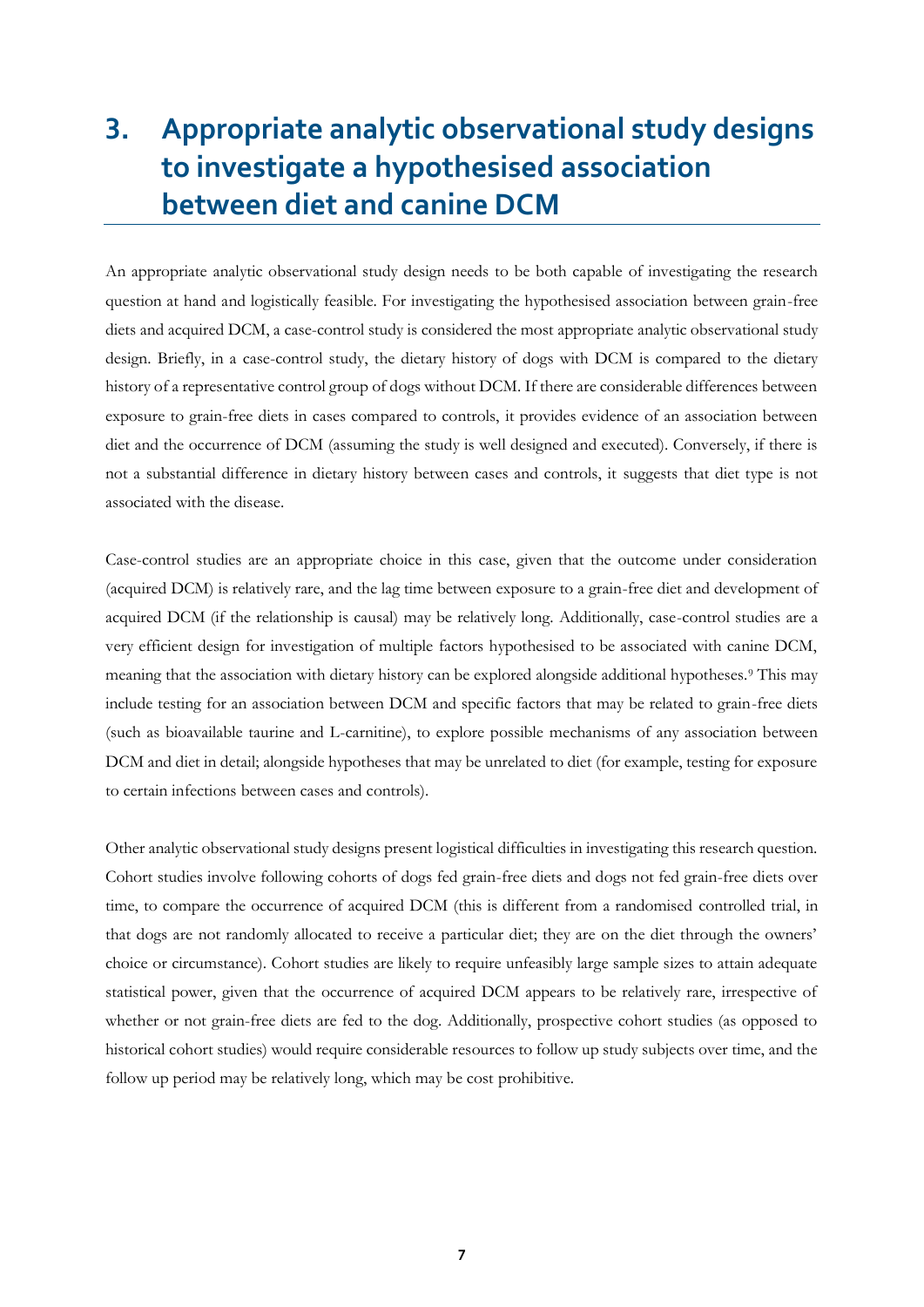# 3. Appropriate analytic observational study designs to investigate a hypothesised association between diet and canine DCM

An appropriate analytic observational study design needs to be both capable of investigating the research question at hand and logistically feasible. For investigating the hypothesised association between grain-free diets and acquired DCM, a case-control study is considered the most appropriate analytic observational study design. Briefly, in a case-control study, the dietary history of dogs with DCM is compared to the dietary history of a representative control group of dogs without DCM. If there are considerable differences between exposure to grain-free diets in cases compared to controls, it provides evidence of an association between diet and the occurrence of DCM (assuming the study is well designed and executed). Conversely, if there is not a substantial difference in dietary history between cases and controls, it suggests that diet type is not associated with the disease.

Case-control studies are an appropriate choice in this case, given that the outcome under consideration (acquired DCM) is relatively rare, and the lag time between exposure to a grain-free diet and development of acquired DCM (if the relationship is causal) may be relatively long. Additionally, case-control studies are a very efficient design for investigation of multiple factors hypothesised to be associated with canine DCM, meaning that the association with dietary history can be explored alongside additional hypotheses.[9] This may include testing for an association between DCM and specific factors that may be related to grain-free diets (such as bioavailable taurine and L-carnitine), to explore possible mechanisms of any association between DCM and diet in detail; alongside hypotheses that may be unrelated to diet (for example, testing for exposure to certain infections between cases and controls).

Other analytic observational study designs present logistical difficulties in investigating this research question. Cohort studies involve following cohorts of dogs fed grain-free diets and dogs not fed grain-free diets over time, to compare the occurrence of acquired DCM (this is different from a randomised controlled trial, in that dogs are not randomly allocated to receive a particular diet; they are on the diet through the owners' choice or circumstance). Cohort studies are likely to require unfeasibly large sample sizes to attain adequate statistical power, given that the occurrence of acquired DCM appears to be relatively rare, irrespective of whether or not grain-free diets are fed to the dog. Additionally, prospective cohort studies (as opposed to historical cohort studies) would require considerable resources to follow up study subjects over time, and the follow up period may be relatively long, which may be cost prohibitive.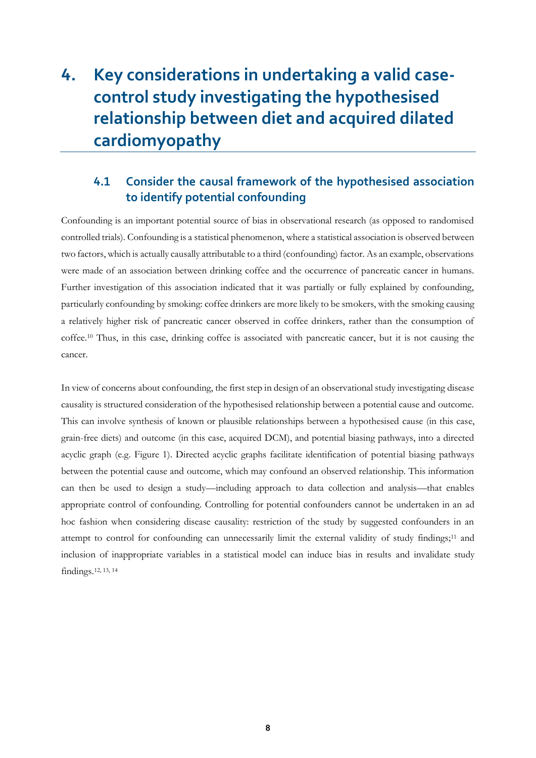# 4. Key considerations in undertaking a valid case-control study investigating the hypothesised relationship between diet and acquired dilated cardiomyopathy

## 4.1 Consider the causal framework of the hypothesised association to identify potential confounding

Confounding is an important potential source of bias in observational research (as opposed to randomised controlled trials). Confounding is a statistical phenomenon, where a statistical association is observed between two factors, which is actually causally attributable to a third (confounding) factor. As an example, observations were made of an association between drinking coffee and the occurrence of pancreatic cancer in humans. Further investigation of this association indicated that it was partially or fully explained by confounding, particularly confounding by smoking: coffee drinkers are more likely to be smokers, with the smoking causing a relatively higher risk of pancreatic cancer observed in coffee drinkers, rather than the consumption of coffee.[10] Thus, in this case, drinking coffee is associated with pancreatic cancer, but it is not causing the cancer.

In view of concerns about confounding, the first step in design of an observational study investigating disease causality is structured consideration of the hypothesised relationship between a potential cause and outcome. This can involve synthesis of known or plausible relationships between a hypothesised cause (in this case, grain-free diets) and outcome (in this case, acquired DCM), and potential biasing pathways, into a directed acyclic graph (e.g. Figure 1). Directed acyclic graphs facilitate identification of potential biasing pathways between the potential cause and outcome, which may confound an observed relationship. This information can then be used to design a study—including approach to data collection and analysis—that enables appropriate control of confounding. Controlling for potential confounders cannot be undertaken in an ad hoc fashion when considering disease causality: restriction of the study by suggested confounders in an attempt to control for confounding can unnecessarily limit the external validity of study findings;[11] and inclusion of inappropriate variables in a statistical model can induce bias in results and invalidate study findings.[12, 13, 14]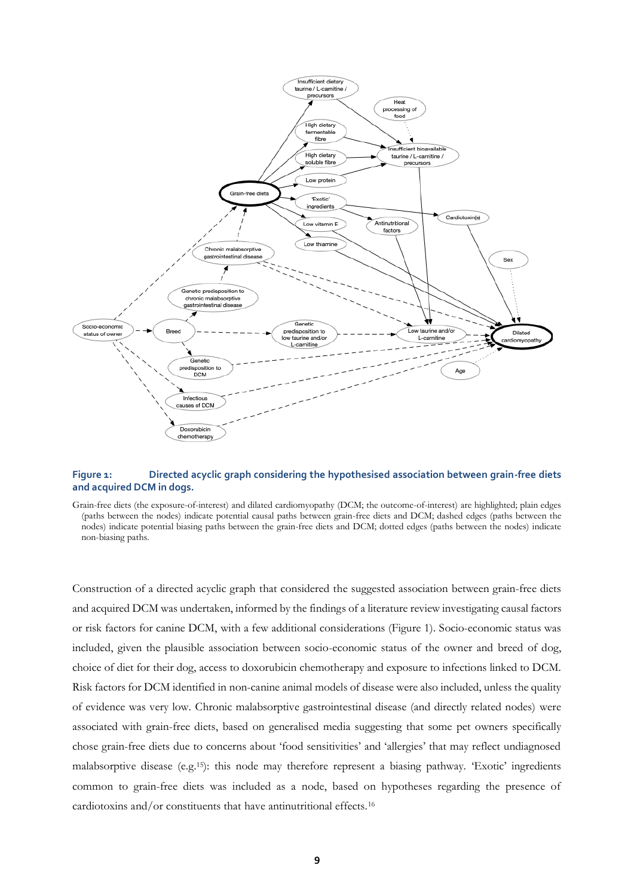**Figure 1: Directed acyclic graph considering the hypothesised association between grain-free diets and acquired DCM in dogs.**

Grain-free diets (the exposure-of-interest) and dilated cardiomyopathy (DCM; the outcome-of-interest) are highlighted; plain edges (paths between the nodes) indicate potential causal paths between grain-free diets and DCM; dashed edges (paths between the nodes) indicate potential biasing paths between the grain-free diets and DCM; dotted edges (paths between the nodes) indicate non-biasing paths.

Construction of a directed acyclic graph that considered the suggested association between grain-free diets and acquired DCM was undertaken, informed by the findings of a literature review investigating causal factors or risk factors for canine DCM, with a few additional considerations (Figure 1). Socio-economic status was included, given the plausible association between socio-economic status of the owner and breed of dog, choice of diet for their dog, access to doxorubicin chemotherapy and exposure to infections linked to DCM. Risk factors for DCM identified in non-canine animal models of disease were also included, unless the quality of evidence was very low. Chronic malabsorptive gastrointestinal disease (and directly related nodes) were associated with grain-free diets, based on generalised media suggesting that some pet owners specifically chose grain-free diets due to concerns about 'food sensitivities' and 'allergies' that may reflect undiagnosed malabsorptive disease (e.g.[15]): this node may therefore represent a biasing pathway. 'Exotic' ingredients common to grain-free diets was included as a node, based on hypotheses regarding the presence of cardiotoxins and/or constituents that have antinutritional effects.[16]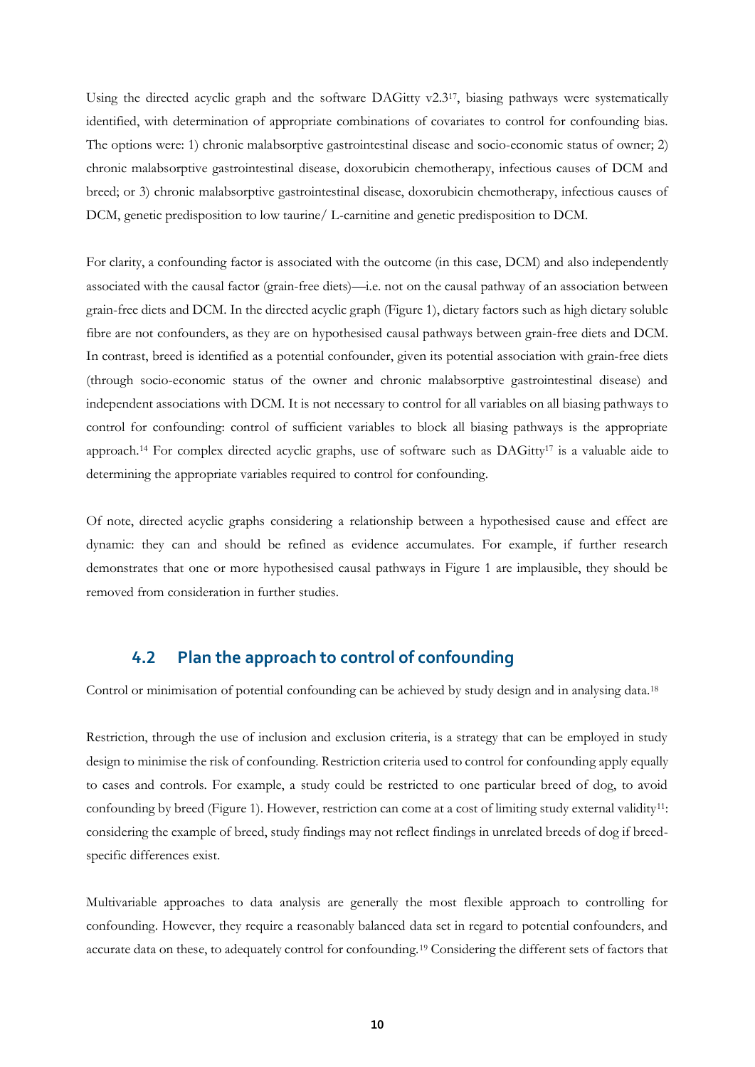Using the directed acyclic graph and the software DAGitty v2.3[17], biasing pathways were systematically identified, with determination of appropriate combinations of covariates to control for confounding bias. The options were: 1) chronic malabsorptive gastrointestinal disease and socio-economic status of owner; 2) chronic malabsorptive gastrointestinal disease, doxorubicin chemotherapy, infectious causes of DCM and breed; or 3) chronic malabsorptive gastrointestinal disease, doxorubicin chemotherapy, infectious causes of DCM, genetic predisposition to low taurine/ L-carnitine and genetic predisposition to DCM.

For clarity, a confounding factor is associated with the outcome (in this case, DCM) and also independently associated with the causal factor (grain-free diets)—i.e. not on the causal pathway of an association between grain-free diets and DCM. In the directed acyclic graph (Figure 1), dietary factors such as high dietary soluble fibre are not confounders, as they are on hypothesised causal pathways between grain-free diets and DCM. In contrast, breed is identified as a potential confounder, given its potential association with grain-free diets (through socio-economic status of the owner and chronic malabsorptive gastrointestinal disease) and independent associations with DCM. It is not necessary to control for all variables on all biasing pathways to control for confounding: control of sufficient variables to block all biasing pathways is the appropriate approach.[14] For complex directed acyclic graphs, use of software such as DAGitty[17] is a valuable aide to determining the appropriate variables required to control for confounding.

Of note, directed acyclic graphs considering a relationship between a hypothesised cause and effect are dynamic: they can and should be refined as evidence accumulates. For example, if further research demonstrates that one or more hypothesised causal pathways in Figure 1 are implausible, they should be removed from consideration in further studies.

## 4.2 Plan the approach to control of confounding

Control or minimisation of potential confounding can be achieved by study design and in analysing data.[18]

Restriction, through the use of inclusion and exclusion criteria, is a strategy that can be employed in study design to minimise the risk of confounding. Restriction criteria used to control for confounding apply equally to cases and controls. For example, a study could be restricted to one particular breed of dog, to avoid confounding by breed (Figure 1). However, restriction can come at a cost of limiting study external validity[11]: considering the example of breed, study findings may not reflect findings in unrelated breeds of dog if breed-specific differences exist.

Multivariable approaches to data analysis are generally the most flexible approach to controlling for confounding. However, they require a reasonably balanced data set in regard to potential confounders, and accurate data on these, to adequately control for confounding.[19] Considering the different sets of factors that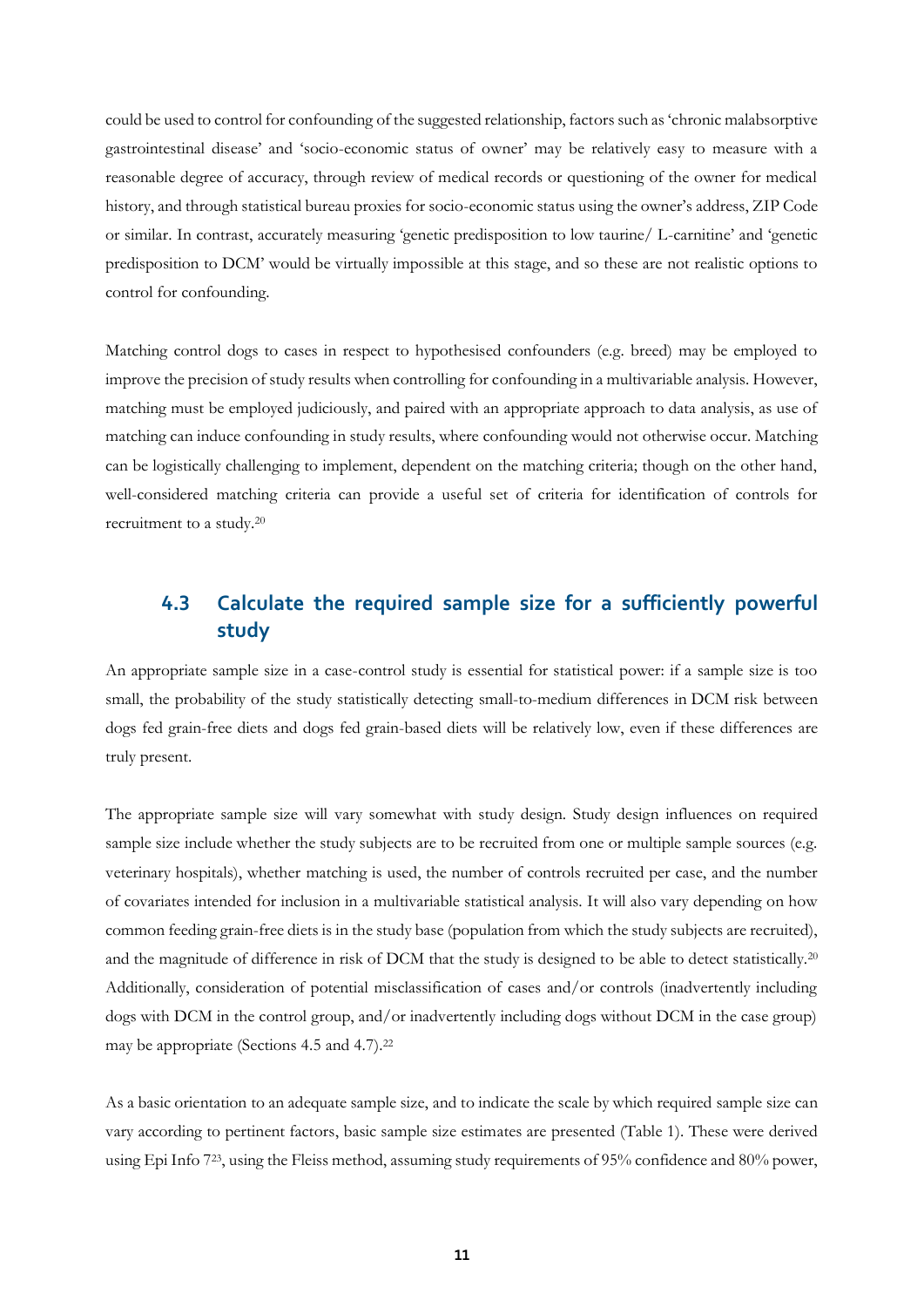could be used to control for confounding of the suggested relationship, factors such as 'chronic malabsorptive gastrointestinal disease' and 'socio-economic status of owner' may be relatively easy to measure with a reasonable degree of accuracy, through review of medical records or questioning of the owner for medical history, and through statistical bureau proxies for socio-economic status using the owner's address, ZIP Code or similar. In contrast, accurately measuring 'genetic predisposition to low taurine/ L-carnitine' and 'genetic predisposition to DCM' would be virtually impossible at this stage, and so these are not realistic options to control for confounding.

Matching control dogs to cases in respect to hypothesised confounders (e.g. breed) may be employed to improve the precision of study results when controlling for confounding in a multivariable analysis. However, matching must be employed judiciously, and paired with an appropriate approach to data analysis, as use of matching can induce confounding in study results, where confounding would not otherwise occur. Matching can be logistically challenging to implement, dependent on the matching criteria; though on the other hand, well-considered matching criteria can provide a useful set of criteria for identification of controls for recruitment to a study.[20]

## 4.3 Calculate the required sample size for a sufficiently powerful study

An appropriate sample size in a case-control study is essential for statistical power: if a sample size is too small, the probability of the study statistically detecting small-to-medium differences in DCM risk between dogs fed grain-free diets and dogs fed grain-based diets will be relatively low, even if these differences are truly present.

The appropriate sample size will vary somewhat with study design. Study design influences on required sample size include whether the study subjects are to be recruited from one or multiple sample sources (e.g. veterinary hospitals), whether matching is used, the number of controls recruited per case, and the number of covariates intended for inclusion in a multivariable statistical analysis. It will also vary depending on how common feeding grain-free diets is in the study base (population from which the study subjects are recruited), and the magnitude of difference in risk of DCM that the study is designed to be able to detect statistically.[20] Additionally, consideration of potential misclassification of cases and/or controls (inadvertently including dogs with DCM in the control group, and/or inadvertently including dogs without DCM in the case group) may be appropriate (Sections 4.5 and 4.7).[22]

As a basic orientation to an adequate sample size, and to indicate the scale by which required sample size can vary according to pertinent factors, basic sample size estimates are presented (Table 1). These were derived using Epi Info 7[23], using the Fleiss method, assuming study requirements of 95% confidence and 80% power,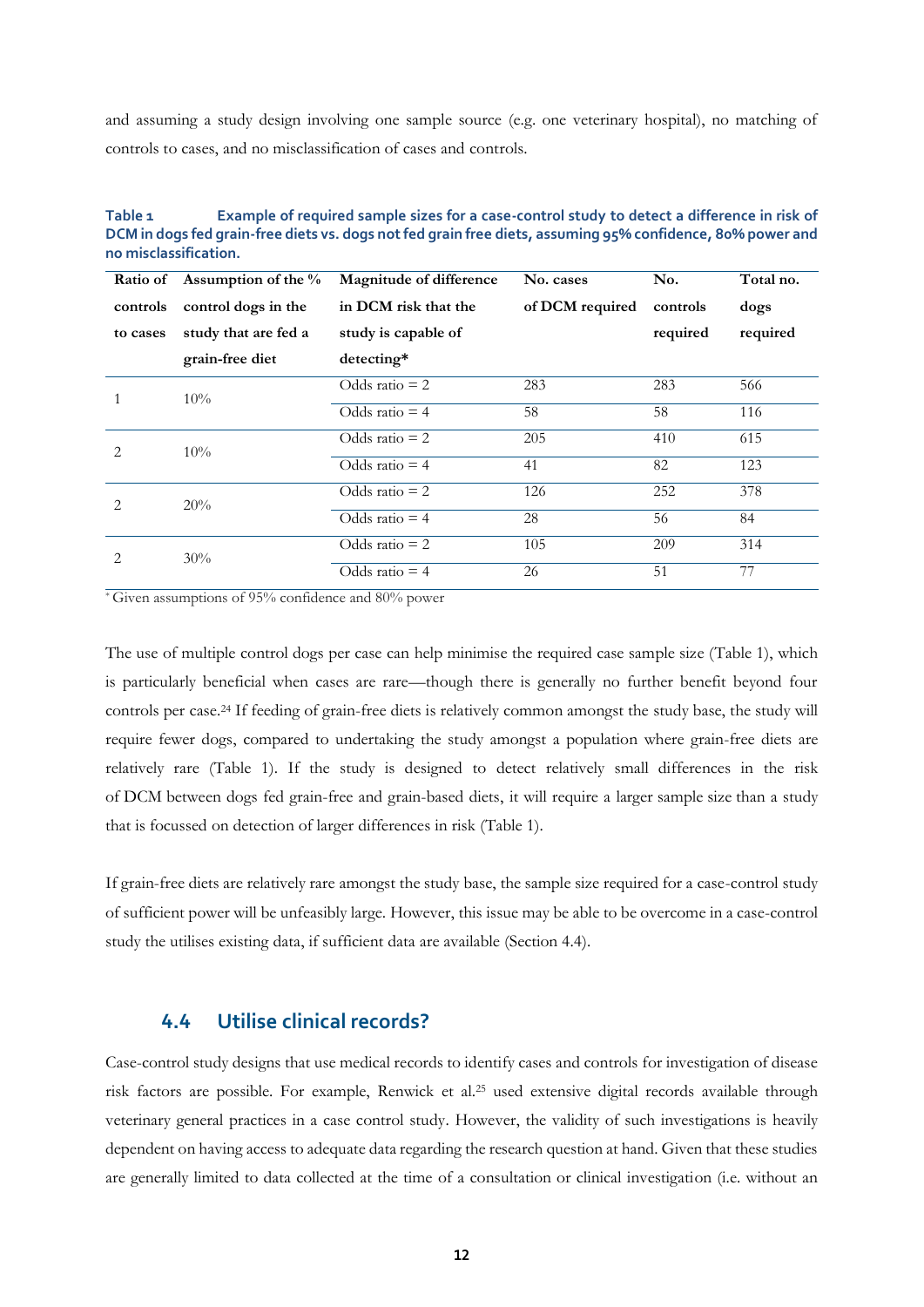and assuming a study design involving one sample source (e.g. one veterinary hospital), no matching of controls to cases, and no misclassification of cases and controls.

**Table 1 Example of required sample sizes for a case-control study to detect a difference in risk of DCM in dogs fed grain-free diets vs. dogs not fed grain free diets, assuming 95% confidence, 80% power and no misclassification.**

| Ratio of controls to cases | Assumption of the % control dogs in the study that are fed a grain-free diet | Magnitude of difference in DCM risk that the study is capable of detecting* | No. cases of DCM required | No. controls required | Total no. dogs required |
|---|---|---|---|---|---|
| 1 | 10% | Odds ratio = 2 | 283 | 283 | 566 |
| | | Odds ratio = 4 | 58 | 58 | 116 |
| 2 | 10% | Odds ratio = 2 | 205 | 410 | 615 |
| | | Odds ratio = 4 | 41 | 82 | 123 |
| 2 | 20% | Odds ratio = 2 | 126 | 252 | 378 |
| | | Odds ratio = 4 | 28 | 56 | 84 |
| 2 | 30% | Odds ratio = 2 | 105 | 209 | 314 |
| | | Odds ratio = 4 | 26 | 51 | 77 |

* Given assumptions of 95% confidence and 80% power

The use of multiple control dogs per case can help minimise the required case sample size (Table 1), which is particularly beneficial when cases are rare—though there is generally no further benefit beyond four controls per case.[24] If feeding of grain-free diets is relatively common amongst the study base, the study will require fewer dogs, compared to undertaking the study amongst a population where grain-free diets are relatively rare (Table 1). If the study is designed to detect relatively small differences in the risk of DCM between dogs fed grain-free and grain-based diets, it will require a larger sample size than a study that is focussed on detection of larger differences in risk (Table 1).

If grain-free diets are relatively rare amongst the study base, the sample size required for a case-control study of sufficient power will be unfeasibly large. However, this issue may be able to be overcome in a case-control study the utilises existing data, if sufficient data are available (Section 4.4).

## 4.4 Utilise clinical records?

Case-control study designs that use medical records to identify cases and controls for investigation of disease risk factors are possible. For example, Renwick et al.[25] used extensive digital records available through veterinary general practices in a case control study. However, the validity of such investigations is heavily dependent on having access to adequate data regarding the research question at hand. Given that these studies are generally limited to data collected at the time of a consultation or clinical investigation (i.e. without an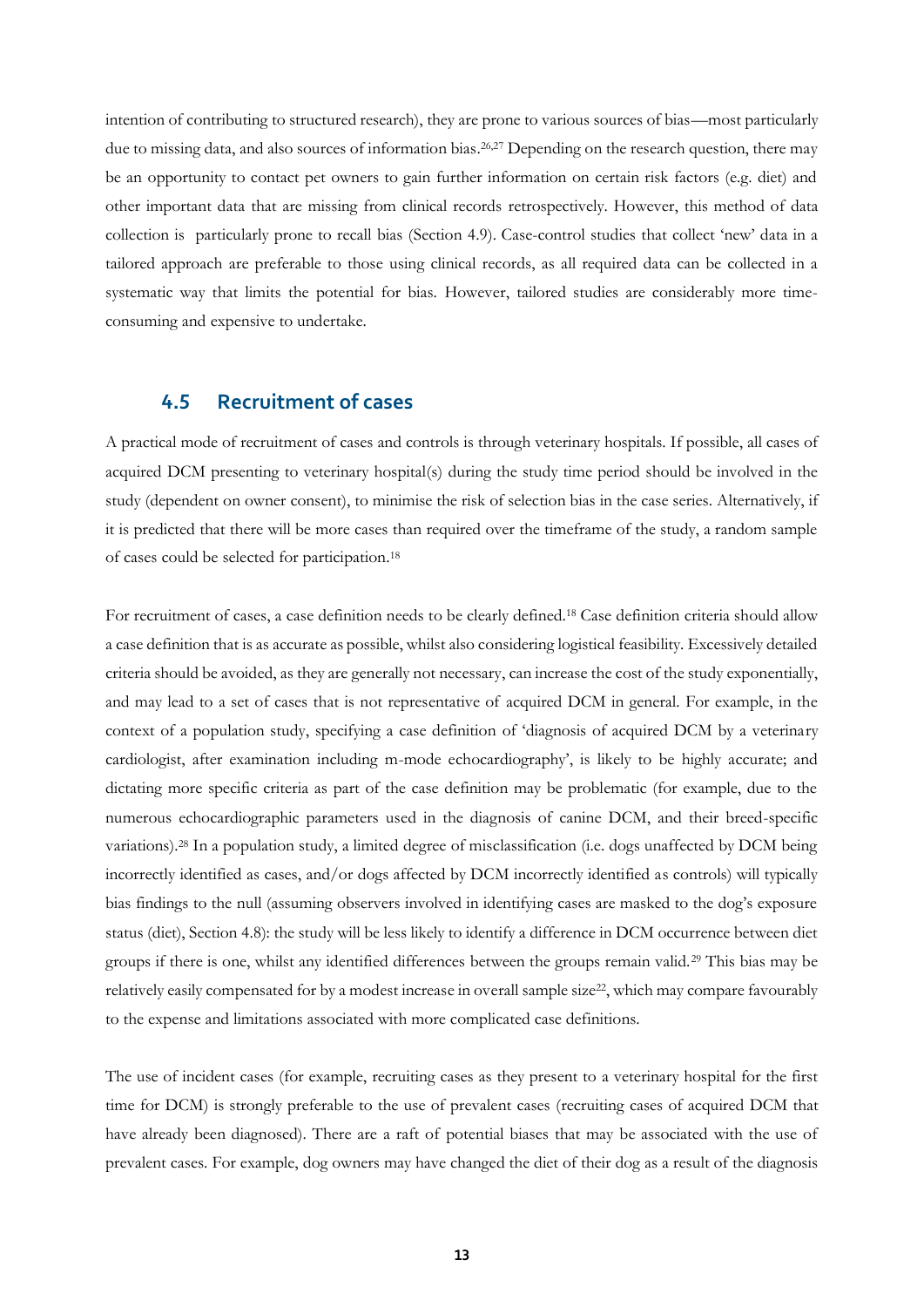intention of contributing to structured research), they are prone to various sources of bias—most particularly due to missing data, and also sources of information bias.[26,27] Depending on the research question, there may be an opportunity to contact pet owners to gain further information on certain risk factors (e.g. diet) and other important data that are missing from clinical records retrospectively. However, this method of data collection is particularly prone to recall bias (Section 4.9). Case-control studies that collect 'new' data in a tailored approach are preferable to those using clinical records, as all required data can be collected in a systematic way that limits the potential for bias. However, tailored studies are considerably more time-consuming and expensive to undertake.

## 4.5 Recruitment of cases

A practical mode of recruitment of cases and controls is through veterinary hospitals. If possible, all cases of acquired DCM presenting to veterinary hospital(s) during the study time period should be involved in the study (dependent on owner consent), to minimise the risk of selection bias in the case series. Alternatively, if it is predicted that there will be more cases than required over the timeframe of the study, a random sample of cases could be selected for participation.[18]

For recruitment of cases, a case definition needs to be clearly defined.[18] Case definition criteria should allow a case definition that is as accurate as possible, whilst also considering logistical feasibility. Excessively detailed criteria should be avoided, as they are generally not necessary, can increase the cost of the study exponentially, and may lead to a set of cases that is not representative of acquired DCM in general. For example, in the context of a population study, specifying a case definition of 'diagnosis of acquired DCM by a veterinary cardiologist, after examination including m-mode echocardiography', is likely to be highly accurate; and dictating more specific criteria as part of the case definition may be problematic (for example, due to the numerous echocardiographic parameters used in the diagnosis of canine DCM, and their breed-specific variations).[28] In a population study, a limited degree of misclassification (i.e. dogs unaffected by DCM being incorrectly identified as cases, and/or dogs affected by DCM incorrectly identified as controls) will typically bias findings to the null (assuming observers involved in identifying cases are masked to the dog's exposure status (diet), Section 4.8): the study will be less likely to identify a difference in DCM occurrence between diet groups if there is one, whilst any identified differences between the groups remain valid.[29] This bias may be relatively easily compensated for by a modest increase in overall sample size[22], which may compare favourably to the expense and limitations associated with more complicated case definitions.

The use of incident cases (for example, recruiting cases as they present to a veterinary hospital for the first time for DCM) is strongly preferable to the use of prevalent cases (recruiting cases of acquired DCM that have already been diagnosed). There are a raft of potential biases that may be associated with the use of prevalent cases. For example, dog owners may have changed the diet of their dog as a result of the diagnosis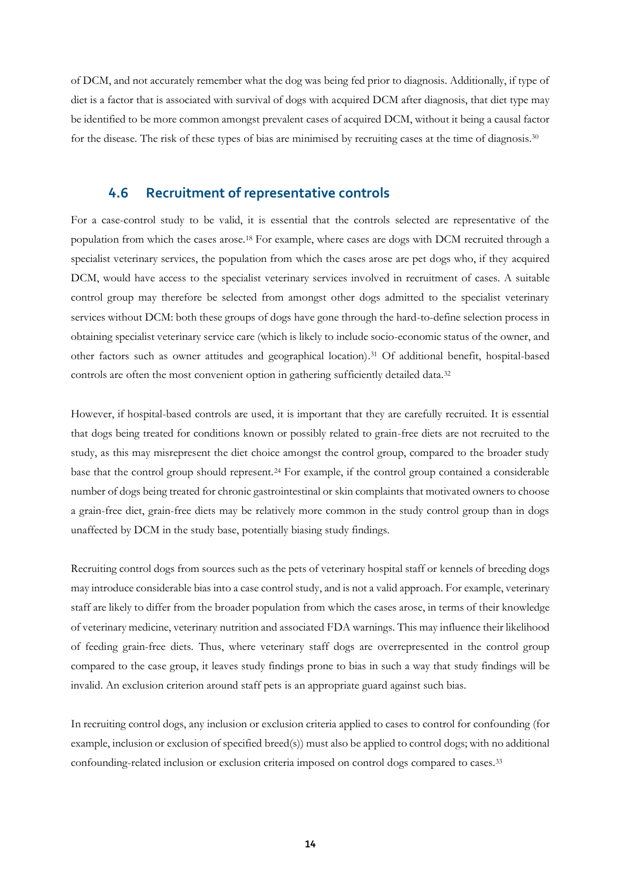of DCM, and not accurately remember what the dog was being fed prior to diagnosis. Additionally, if type of diet is a factor that is associated with survival of dogs with acquired DCM after diagnosis, that diet type may be identified to be more common amongst prevalent cases of acquired DCM, without it being a causal factor for the disease. The risk of these types of bias are minimised by recruiting cases at the time of diagnosis.[30]

## 4.6 Recruitment of representative controls

For a case-control study to be valid, it is essential that the controls selected are representative of the population from which the cases arose.[18] For example, where cases are dogs with DCM recruited through a specialist veterinary services, the population from which the cases arose are pet dogs who, if they acquired DCM, would have access to the specialist veterinary services involved in recruitment of cases. A suitable control group may therefore be selected from amongst other dogs admitted to the specialist veterinary services without DCM: both these groups of dogs have gone through the hard-to-define selection process in obtaining specialist veterinary service care (which is likely to include socio-economic status of the owner, and other factors such as owner attitudes and geographical location).[31] Of additional benefit, hospital-based controls are often the most convenient option in gathering sufficiently detailed data.[32]

However, if hospital-based controls are used, it is important that they are carefully recruited. It is essential that dogs being treated for conditions known or possibly related to grain-free diets are not recruited to the study, as this may misrepresent the diet choice amongst the control group, compared to the broader study base that the control group should represent.[24] For example, if the control group contained a considerable number of dogs being treated for chronic gastrointestinal or skin complaints that motivated owners to choose a grain-free diet, grain-free diets may be relatively more common in the study control group than in dogs unaffected by DCM in the study base, potentially biasing study findings.

Recruiting control dogs from sources such as the pets of veterinary hospital staff or kennels of breeding dogs may introduce considerable bias into a case control study, and is not a valid approach. For example, veterinary staff are likely to differ from the broader population from which the cases arose, in terms of their knowledge of veterinary medicine, veterinary nutrition and associated FDA warnings. This may influence their likelihood of feeding grain-free diets. Thus, where veterinary staff dogs are overrepresented in the control group compared to the case group, it leaves study findings prone to bias in such a way that study findings will be invalid. An exclusion criterion around staff pets is an appropriate guard against such bias.

In recruiting control dogs, any inclusion or exclusion criteria applied to cases to control for confounding (for example, inclusion or exclusion of specified breed(s)) must also be applied to control dogs; with no additional confounding-related inclusion or exclusion criteria imposed on control dogs compared to cases.[33]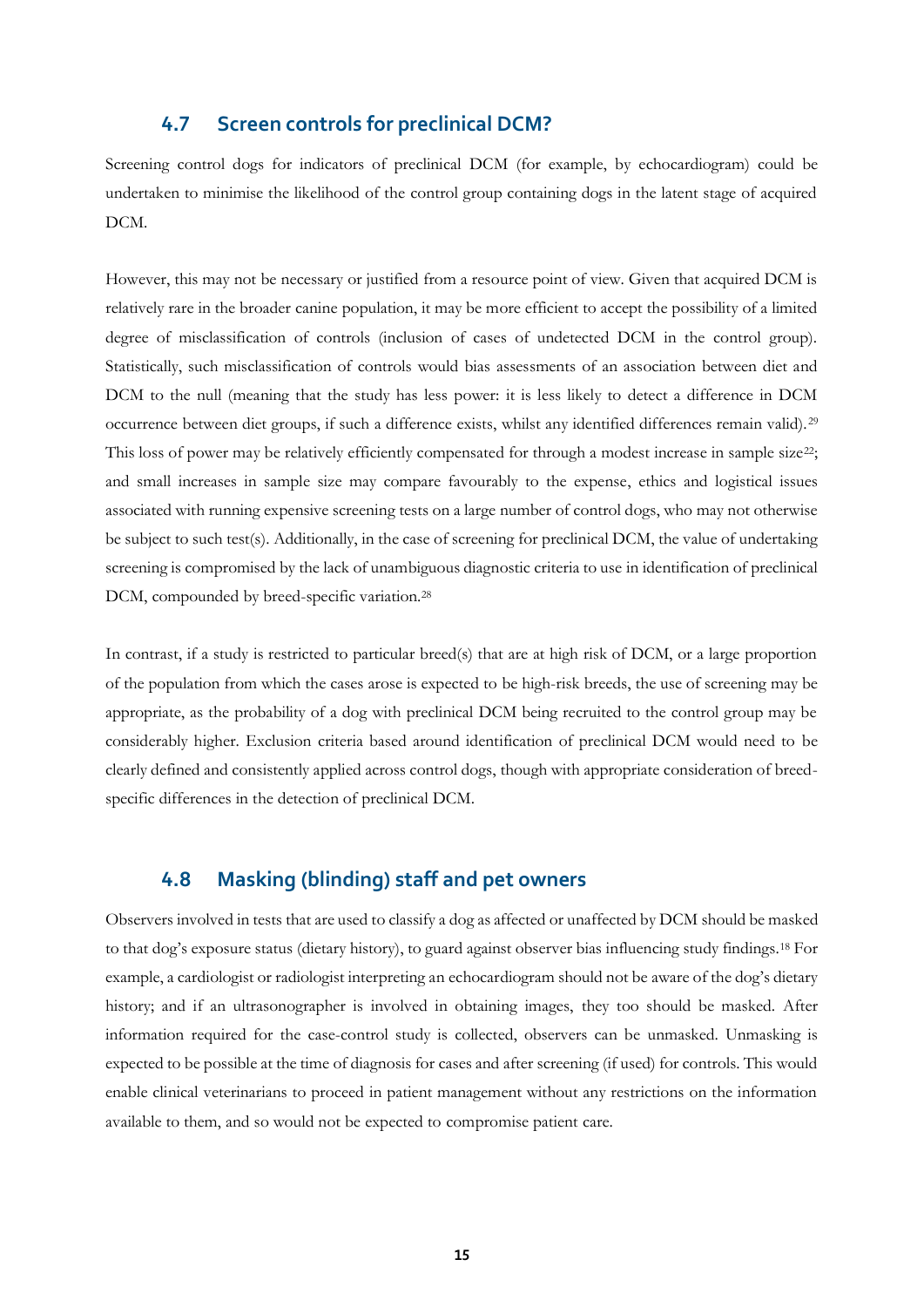## 4.7 Screen controls for preclinical DCM?

Screening control dogs for indicators of preclinical DCM (for example, by echocardiogram) could be undertaken to minimise the likelihood of the control group containing dogs in the latent stage of acquired DCM.

However, this may not be necessary or justified from a resource point of view. Given that acquired DCM is relatively rare in the broader canine population, it may be more efficient to accept the possibility of a limited degree of misclassification of controls (inclusion of cases of undetected DCM in the control group). Statistically, such misclassification of controls would bias assessments of an association between diet and DCM to the null (meaning that the study has less power: it is less likely to detect a difference in DCM occurrence between diet groups, if such a difference exists, whilst any identified differences remain valid).[29] This loss of power may be relatively efficiently compensated for through a modest increase in sample size[22]; and small increases in sample size may compare favourably to the expense, ethics and logistical issues associated with running expensive screening tests on a large number of control dogs, who may not otherwise be subject to such test(s). Additionally, in the case of screening for preclinical DCM, the value of undertaking screening is compromised by the lack of unambiguous diagnostic criteria to use in identification of preclinical DCM, compounded by breed-specific variation.[28]

In contrast, if a study is restricted to particular breed(s) that are at high risk of DCM, or a large proportion of the population from which the cases arose is expected to be high-risk breeds, the use of screening may be appropriate, as the probability of a dog with preclinical DCM being recruited to the control group may be considerably higher. Exclusion criteria based around identification of preclinical DCM would need to be clearly defined and consistently applied across control dogs, though with appropriate consideration of breed-specific differences in the detection of preclinical DCM.

## 4.8 Masking (blinding) staff and pet owners

Observers involved in tests that are used to classify a dog as affected or unaffected by DCM should be masked to that dog's exposure status (dietary history), to guard against observer bias influencing study findings.[18] For example, a cardiologist or radiologist interpreting an echocardiogram should not be aware of the dog's dietary history; and if an ultrasonographer is involved in obtaining images, they too should be masked. After information required for the case-control study is collected, observers can be unmasked. Unmasking is expected to be possible at the time of diagnosis for cases and after screening (if used) for controls. This would enable clinical veterinarians to proceed in patient management without any restrictions on the information available to them, and so would not be expected to compromise patient care.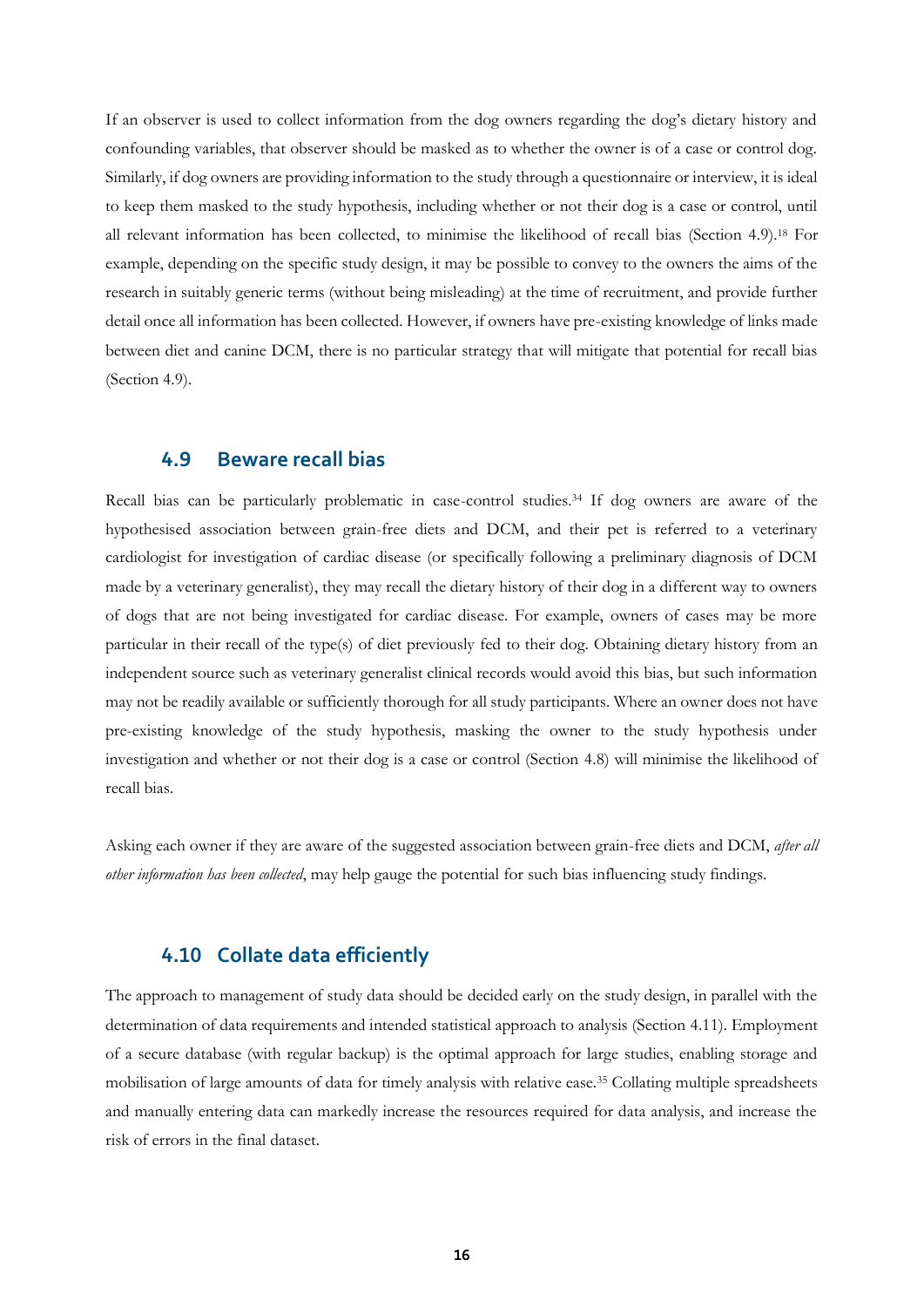If an observer is used to collect information from the dog owners regarding the dog's dietary history and confounding variables, that observer should be masked as to whether the owner is of a case or control dog. Similarly, if dog owners are providing information to the study through a questionnaire or interview, it is ideal to keep them masked to the study hypothesis, including whether or not their dog is a case or control, until all relevant information has been collected, to minimise the likelihood of recall bias (Section 4.9).[18] For example, depending on the specific study design, it may be possible to convey to the owners the aims of the research in suitably generic terms (without being misleading) at the time of recruitment, and provide further detail once all information has been collected. However, if owners have pre-existing knowledge of links made between diet and canine DCM, there is no particular strategy that will mitigate that potential for recall bias (Section 4.9).

## 4.9 Beware recall bias

Recall bias can be particularly problematic in case-control studies.[34] If dog owners are aware of the hypothesised association between grain-free diets and DCM, and their pet is referred to a veterinary cardiologist for investigation of cardiac disease (or specifically following a preliminary diagnosis of DCM made by a veterinary generalist), they may recall the dietary history of their dog in a different way to owners of dogs that are not being investigated for cardiac disease. For example, owners of cases may be more particular in their recall of the type(s) of diet previously fed to their dog. Obtaining dietary history from an independent source such as veterinary generalist clinical records would avoid this bias, but such information may not be readily available or sufficiently thorough for all study participants. Where an owner does not have pre-existing knowledge of the study hypothesis, masking the owner to the study hypothesis under investigation and whether or not their dog is a case or control (Section 4.8) will minimise the likelihood of recall bias.

Asking each owner if they are aware of the suggested association between grain-free diets and DCM, *after all other information has been collected*, may help gauge the potential for such bias influencing study findings.

## 4.10 Collate data efficiently

The approach to management of study data should be decided early on the study design, in parallel with the determination of data requirements and intended statistical approach to analysis (Section 4.11). Employment of a secure database (with regular backup) is the optimal approach for large studies, enabling storage and mobilisation of large amounts of data for timely analysis with relative ease.[35] Collating multiple spreadsheets and manually entering data can markedly increase the resources required for data analysis, and increase the risk of errors in the final dataset.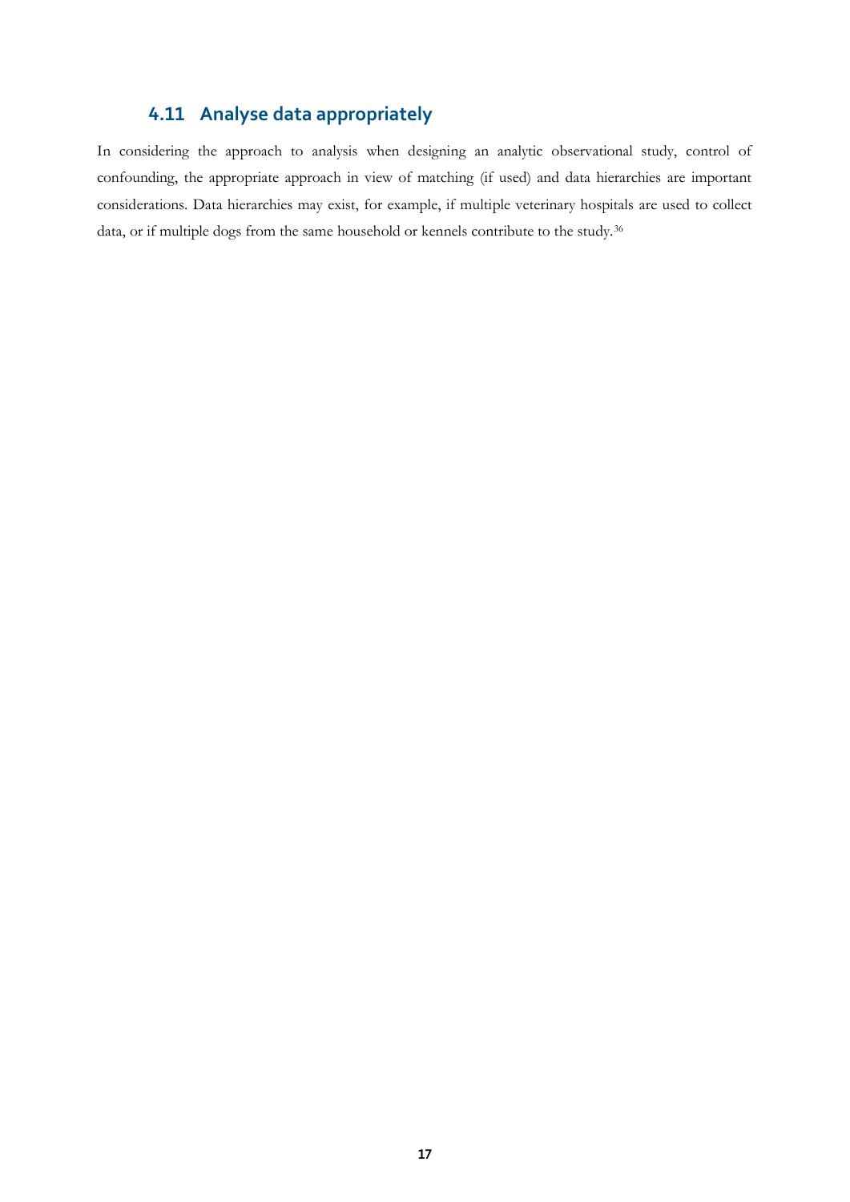## 4.11 Analyse data appropriately

In considering the approach to analysis when designing an analytic observational study, control of confounding, the appropriate approach in view of matching (if used) and data hierarchies are important considerations. Data hierarchies may exist, for example, if multiple veterinary hospitals are used to collect data, or if multiple dogs from the same household or kennels contribute to the study.[36]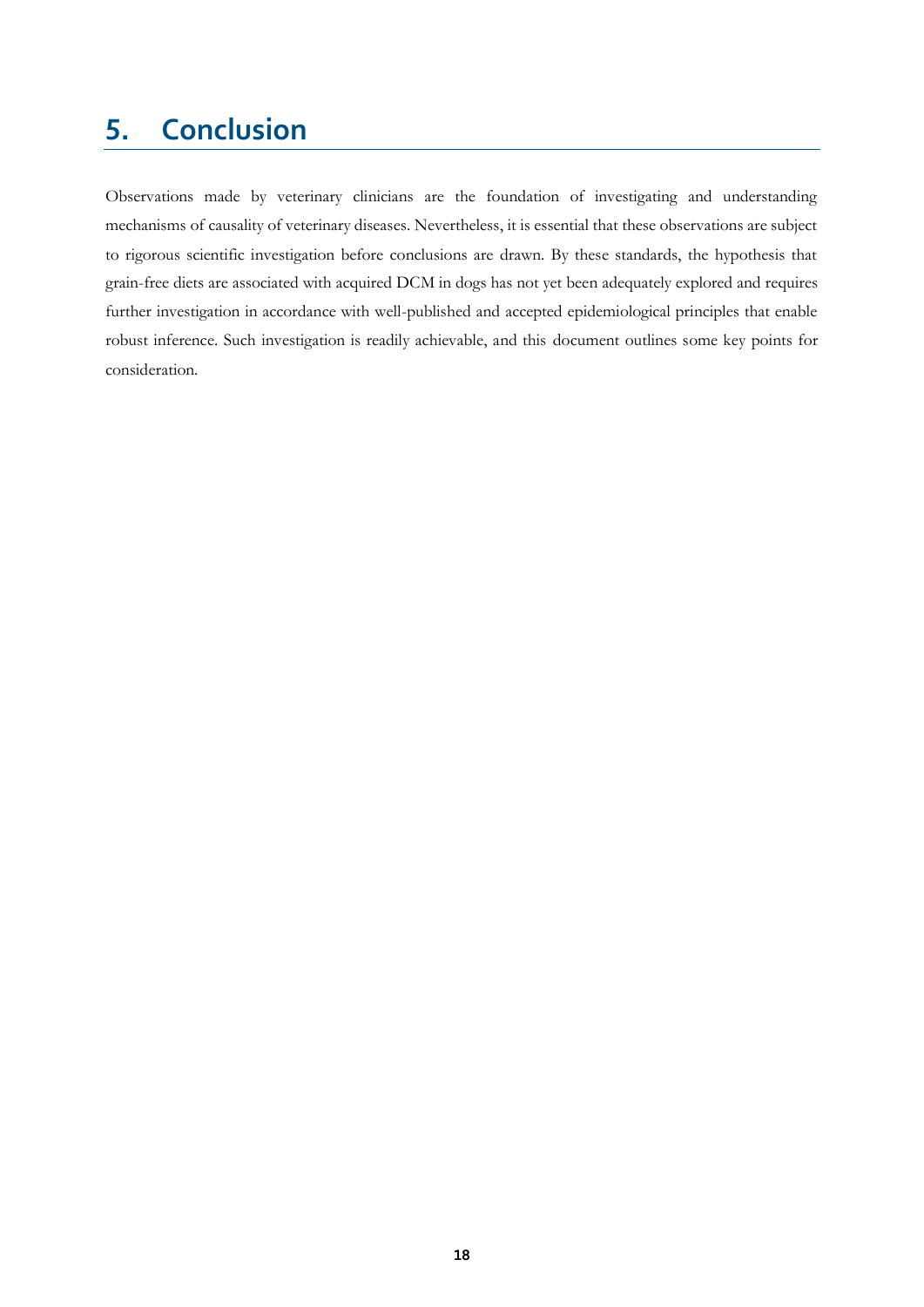# 5. Conclusion

Observations made by veterinary clinicians are the foundation of investigating and understanding mechanisms of causality of veterinary diseases. Nevertheless, it is essential that these observations are subject to rigorous scientific investigation before conclusions are drawn. By these standards, the hypothesis that grain-free diets are associated with acquired DCM in dogs has not yet been adequately explored and requires further investigation in accordance with well-published and accepted epidemiological principles that enable robust inference. Such investigation is readily achievable, and this document outlines some key points for consideration.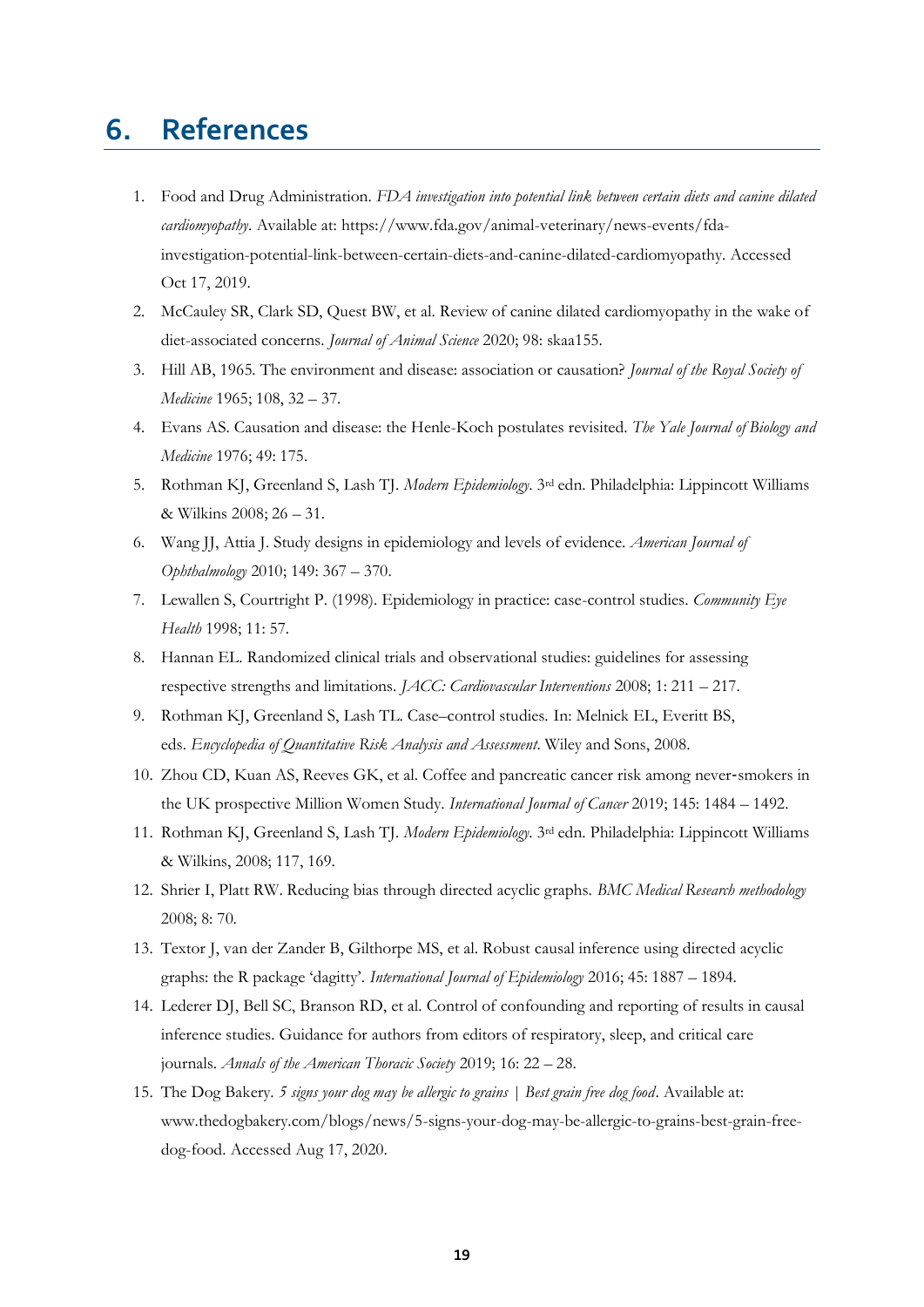# 6. References

1. Food and Drug Administration. *FDA investigation into potential link between certain diets and canine dilated cardiomyopathy*. Available at: https://www.fda.gov/animal-veterinary/news-events/fda-investigation-potential-link-between-certain-diets-and-canine-dilated-cardiomyopathy. Accessed Oct 17, 2019.
2. McCauley SR, Clark SD, Quest BW, et al. Review of canine dilated cardiomyopathy in the wake of diet-associated concerns. *Journal of Animal Science* 2020; 98: skaa155.
3. Hill AB, 1965. The environment and disease: association or causation? *Journal of the Royal Society of Medicine* 1965; 108, 32 – 37.
4. Evans AS. Causation and disease: the Henle-Koch postulates revisited. *The Yale Journal of Biology and Medicine* 1976; 49: 175.
5. Rothman KJ, Greenland S, Lash TJ. *Modern Epidemiology*. 3rd edn. Philadelphia: Lippincott Williams & Wilkins 2008; 26 – 31.
6. Wang JJ, Attia J. Study designs in epidemiology and levels of evidence. *American Journal of Ophthalmology* 2010; 149: 367 – 370.
7. Lewallen S, Courtright P. (1998). Epidemiology in practice: case-control studies. *Community Eye Health* 1998; 11: 57.
8. Hannan EL. Randomized clinical trials and observational studies: guidelines for assessing respective strengths and limitations. *JACC: Cardiovascular Interventions* 2008; 1: 211 – 217.
9. Rothman KJ, Greenland S, Lash TL. Case–control studies. In: Melnick EL, Everitt BS, eds. *Encyclopedia of Quantitative Risk Analysis and Assessment*. Wiley and Sons, 2008.
10. Zhou CD, Kuan AS, Reeves GK, et al. Coffee and pancreatic cancer risk among never‐smokers in the UK prospective Million Women Study. *International Journal of Cancer* 2019; 145: 1484 – 1492.
11. Rothman KJ, Greenland S, Lash TJ. *Modern Epidemiology*. 3rd edn. Philadelphia: Lippincott Williams & Wilkins, 2008; 117, 169.
12. Shrier I, Platt RW. Reducing bias through directed acyclic graphs. *BMC Medical Research methodology* 2008; 8: 70.
13. Textor J, van der Zander B, Gilthorpe MS, et al. Robust causal inference using directed acyclic graphs: the R package 'dagitty'. *International Journal of Epidemiology* 2016; 45: 1887 – 1894.
14. Lederer DJ, Bell SC, Branson RD, et al. Control of confounding and reporting of results in causal inference studies. Guidance for authors from editors of respiratory, sleep, and critical care journals. *Annals of the American Thoracic Society* 2019; 16: 22 – 28.
15. The Dog Bakery. *5 signs your dog may be allergic to grains | Best grain free dog food*. Available at: www.thedogbakery.com/blogs/news/5-signs-your-dog-may-be-allergic-to-grains-best-grain-free-dog-food. Accessed Aug 17, 2020.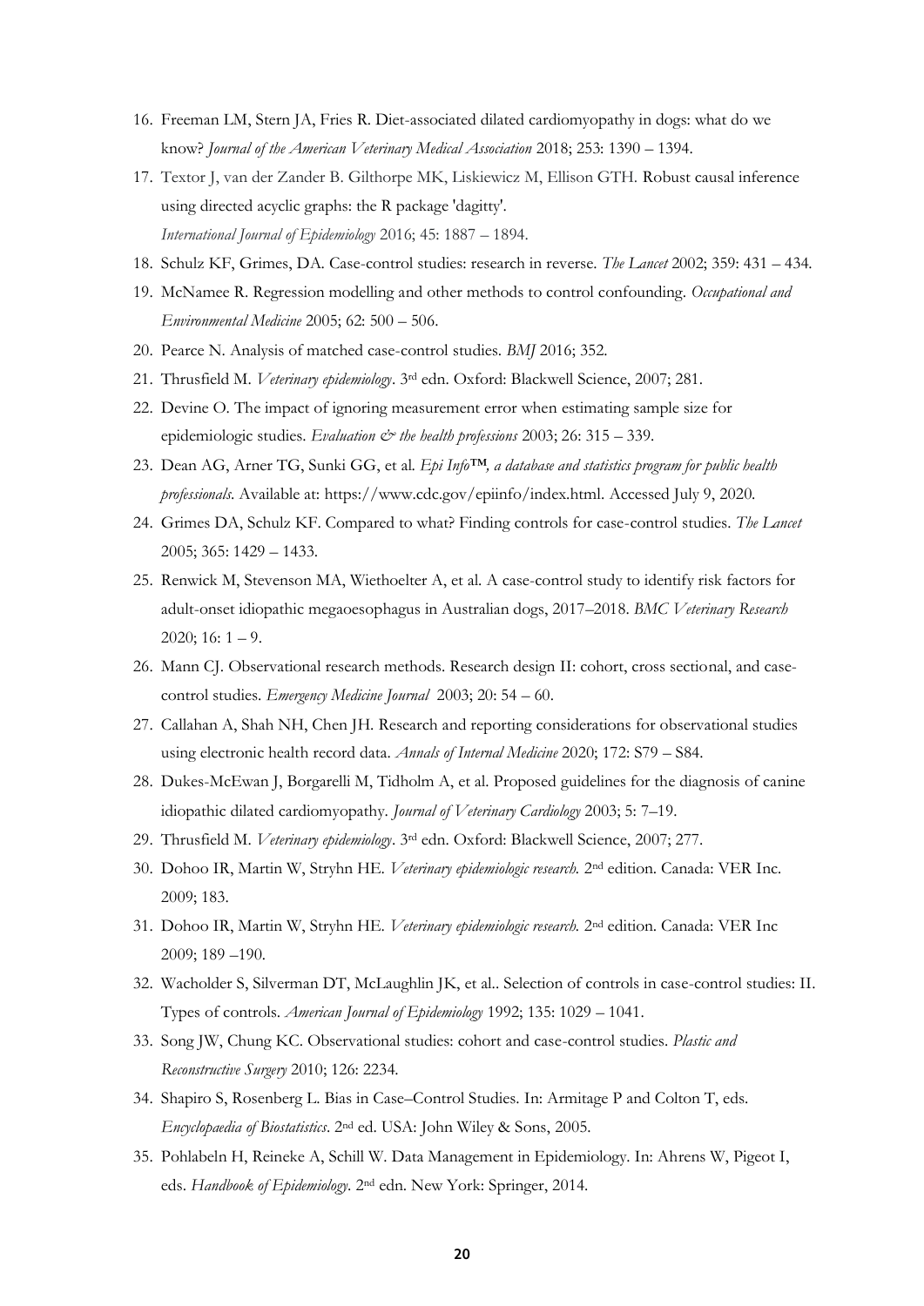16. Freeman LM, Stern JA, Fries R. Diet-associated dilated cardiomyopathy in dogs: what do we know? *Journal of the American Veterinary Medical Association* 2018; 253: 1390 – 1394.
17. Textor J, van der Zander B. Gilthorpe MK, Liskiewicz M, Ellison GTH. Robust causal inference using directed acyclic graphs: the R package 'dagitty'. *International Journal of Epidemiology* 2016; 45: 1887 – 1894.
18. Schulz KF, Grimes, DA. Case-control studies: research in reverse. *The Lancet* 2002; 359: 431 – 434.
19. McNamee R. Regression modelling and other methods to control confounding. *Occupational and Environmental Medicine* 2005; 62: 500 – 506.
20. Pearce N. Analysis of matched case-control studies. *BMJ* 2016; 352.
21. Thrusfield M. *Veterinary epidemiology*. 3rd edn. Oxford: Blackwell Science, 2007; 281.
22. Devine O. The impact of ignoring measurement error when estimating sample size for epidemiologic studies. *Evaluation & the health professions* 2003; 26: 315 – 339.
23. Dean AG, Arner TG, Sunki GG, et al. *Epi Info™, a database and statistics program for public health professionals*. Available at: https://www.cdc.gov/epiinfo/index.html. Accessed July 9, 2020.
24. Grimes DA, Schulz KF. Compared to what? Finding controls for case-control studies. *The Lancet* 2005; 365: 1429 – 1433.
25. Renwick M, Stevenson MA, Wiethoelter A, et al. A case-control study to identify risk factors for adult-onset idiopathic megaoesophagus in Australian dogs, 2017–2018. *BMC Veterinary Research* 2020; 16: 1 – 9.
26. Mann CJ. Observational research methods. Research design II: cohort, cross sectional, and case-control studies. *Emergency Medicine Journal* 2003; 20: 54 – 60.
27. Callahan A, Shah NH, Chen JH. Research and reporting considerations for observational studies using electronic health record data. *Annals of Internal Medicine* 2020; 172: S79 – S84.
28. Dukes-McEwan J, Borgarelli M, Tidholm A, et al. Proposed guidelines for the diagnosis of canine idiopathic dilated cardiomyopathy. *Journal of Veterinary Cardiology* 2003; 5: 7–19.
29. Thrusfield M. *Veterinary epidemiology*. 3rd edn. Oxford: Blackwell Science, 2007; 277.
30. Dohoo IR, Martin W, Stryhn HE. *Veterinary epidemiologic research.* 2nd edition. Canada: VER Inc. 2009; 183.
31. Dohoo IR, Martin W, Stryhn HE. *Veterinary epidemiologic research.* 2nd edition. Canada: VER Inc 2009; 189 –190.
32. Wacholder S, Silverman DT, McLaughlin JK, et al.. Selection of controls in case-control studies: II. Types of controls. *American Journal of Epidemiology* 1992; 135: 1029 – 1041.
33. Song JW, Chung KC. Observational studies: cohort and case-control studies. *Plastic and Reconstructive Surgery* 2010; 126: 2234.
34. Shapiro S, Rosenberg L. Bias in Case–Control Studies. In: Armitage P and Colton T, eds. *Encyclopaedia of Biostatistics*. 2nd ed. USA: John Wiley & Sons, 2005.
35. Pohlabeln H, Reineke A, Schill W. Data Management in Epidemiology. In: Ahrens W, Pigeot I, eds. *Handbook of Epidemiology*. 2nd edn. New York: Springer, 2014.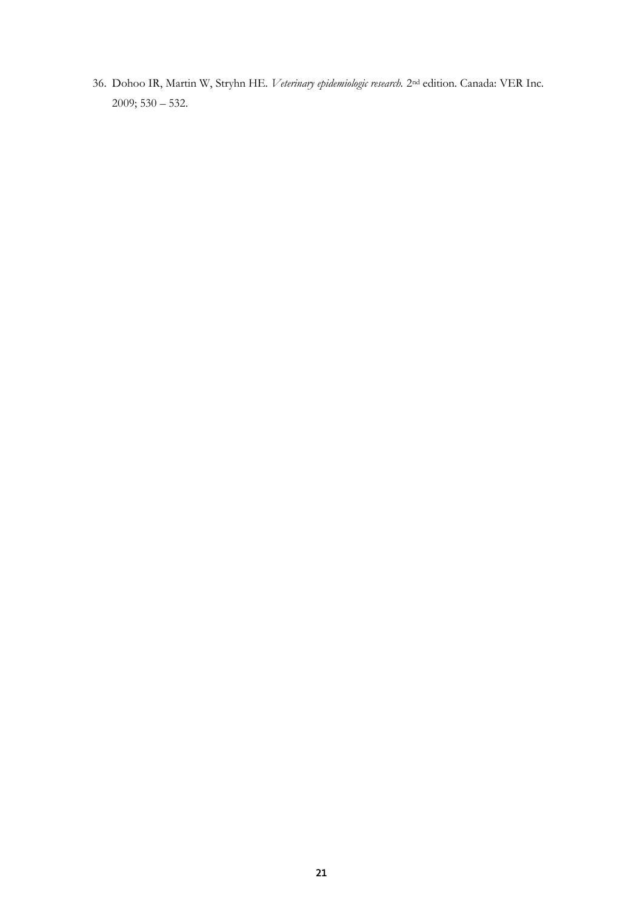36. Dohoo IR, Martin W, Stryhn HE. *Veterinary epidemiologic research.* 2nd edition. Canada: VER Inc. 2009; 530 – 532.